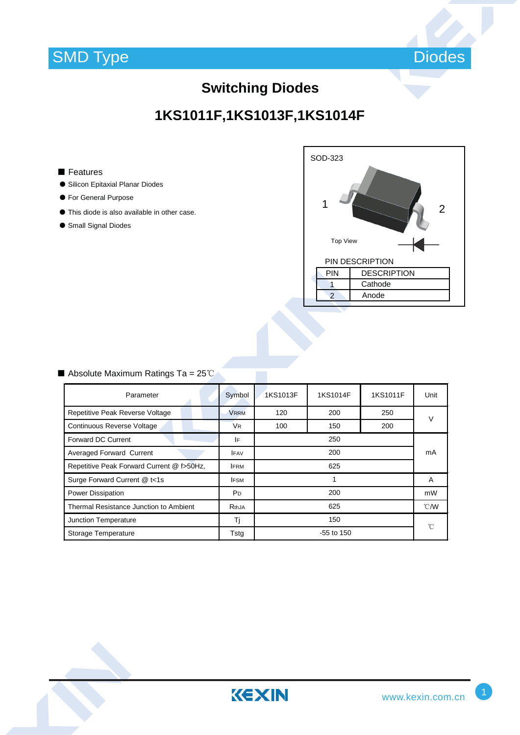SMD Type　　　　　　　　　　　　　　　　　　　　　　　　　　　　　　Diodes

# Switching Diodes

## 1KS1011F,1KS1013F,1KS1014F

SOD-323

1　　　　2

Top View

PIN DESCRIPTION

| PIN | DESCRIPTION |
|---|---|
| 1 | Cathode |
| 2 | Anode |

■ Features

- Silicon Epitaxial Planar Diodes
- For General Purpose
- This diode is also available in other case.
- Small Signal Diodes

■ Absolute Maximum Ratings Ta = 25℃

| Parameter | Symbol | 1KS1013F | 1KS1014F | 1KS1011F | Unit |
|---|---|---|---|---|---|
| Repetitive Peak Reverse Voltage | $V_{RRM}$ | 120 | 200 | 250 | V |
| Continuous Reverse Voltage | $V_R$ | 100 | 150 | 200 | V |
| Forward DC Current | $I_F$ | 250 | | | mA |
| Averaged Forward Current | $I_{FAV}$ | 200 | | | mA |
| Repetitive Peak Forward Current @ f>50Hz, | $I_{FRM}$ | 625 | | | mA |
| Surge Forward Current @ t<1s | $I_{FSM}$ | 1 | | | A |
| Power Dissipation | $P_D$ | 200 | | | mW |
| Thermal Resistance Junction to Ambient | $R_{thJA}$ | 625 | | | ℃/W |
| Junction Temperature | Tj | 150 | | | ℃ |
| Storage Temperature | Tstg | -55 to 150 | | | ℃ |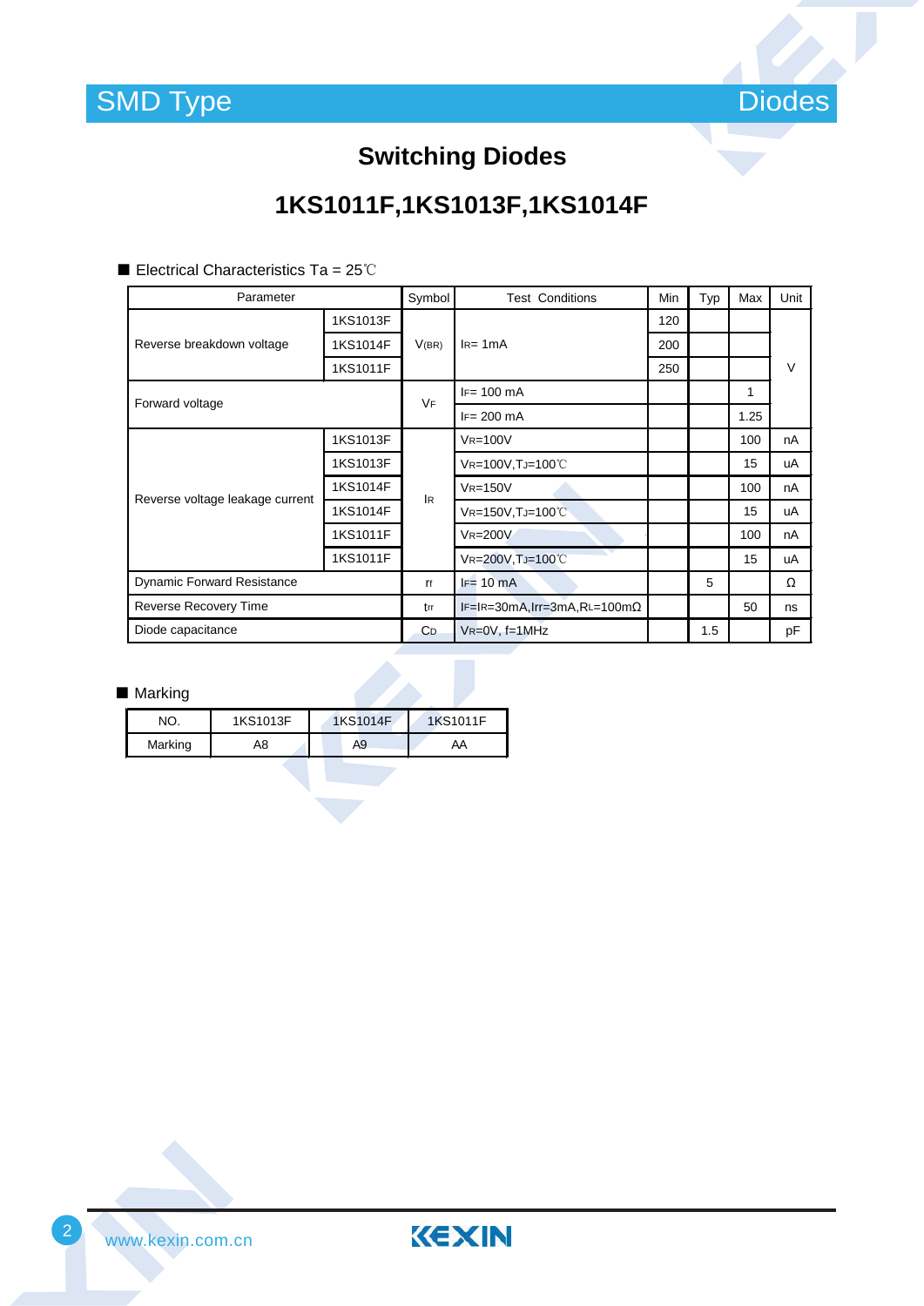SMD Type — Diodes

# Switching Diodes

## 1KS1011F,1KS1013F,1KS1014F

■ Electrical Characteristics Ta = 25℃

| Parameter | | Symbol | Test Conditions | Min | Typ | Max | Unit |
|---|---|---|---|---|---|---|---|
| Reverse breakdown voltage | 1KS1013F | $V_{(BR)}$ | $I_R$= 1mA | 120 | | | V |
| | 1KS1014F | | | 200 | | | |
| | 1KS1011F | | | 250 | | | |
| Forward voltage | | $V_F$ | $I_F$= 100 mA | | | 1 | |
| | | | $I_F$= 200 mA | | | 1.25 | |
| Reverse voltage leakage current | 1KS1013F | $I_R$ | $V_R$=100V | | | 100 | nA |
| | 1KS1013F | | $V_R$=100V,$T_J$=100℃ | | | 15 | uA |
| | 1KS1014F | | $V_R$=150V | | | 100 | nA |
| | 1KS1014F | | $V_R$=150V,$T_J$=100℃ | | | 15 | uA |
| | 1KS1011F | | $V_R$=200V | | | 100 | nA |
| | 1KS1011F | | $V_R$=200V,$T_J$=100℃ | | | 15 | uA |
| Dynamic Forward Resistance | | $r_f$ | $I_F$= 10 mA | | 5 | | Ω |
| Reverse Recovery Time | | $t_{rr}$ | $I_F$=$I_R$=30mA,Irr=3mA,$R_L$=100mΩ | | | 50 | ns |
| Diode capacitance | | $C_D$ | $V_R$=0V, f=1MHz | | 1.5 | | pF |

■ Marking

| NO. | 1KS1013F | 1KS1014F | 1KS1011F |
|---|---|---|---|
| Marking | A8 | A9 | AA |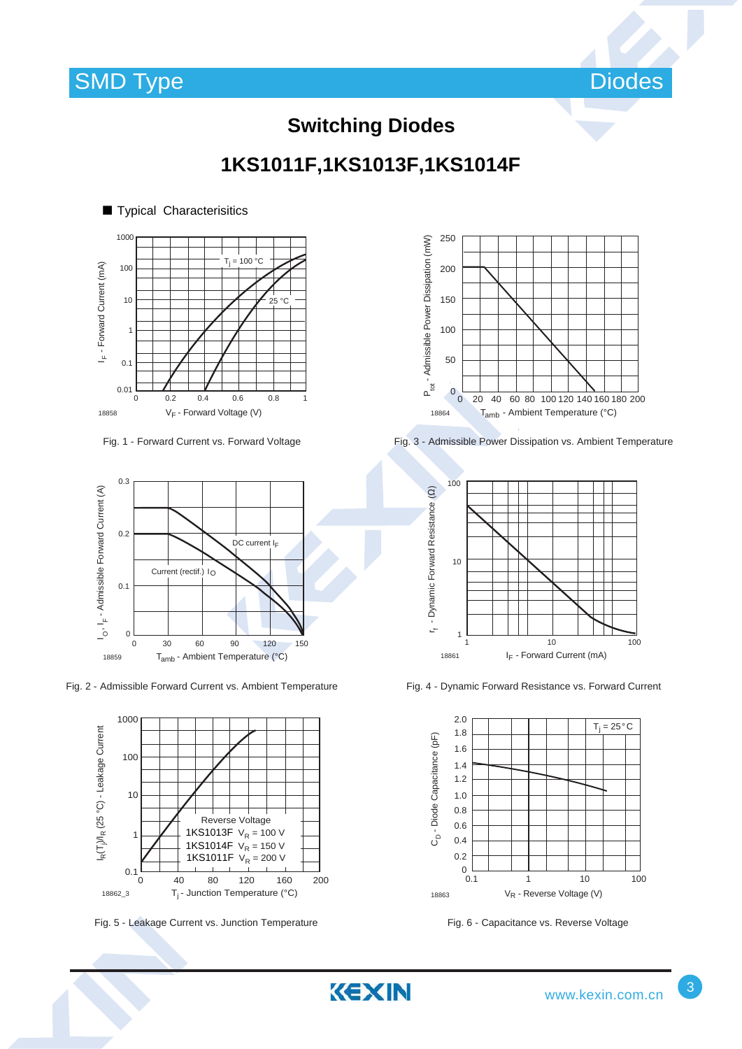# Switching Diodes

## 1KS1011F,1KS1013F,1KS1014F

■ Typical Characterisitics

Fig. 1 - Forward Current vs. Forward Voltage

Fig. 3 - Admissible Power Dissipation vs. Ambient Temperature

Fig. 2 - Admissible Forward Current vs. Ambient Temperature

Fig. 4 - Dynamic Forward Resistance vs. Forward Current

Fig. 5 - Leakage Current vs. Junction Temperature

Fig. 6 - Capacitance vs. Reverse Voltage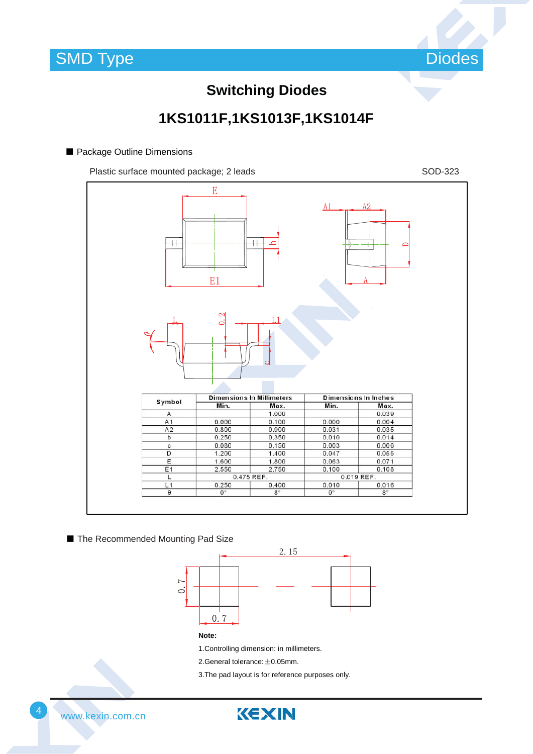## Switching Diodes

## 1KS1011F,1KS1013F,1KS1014F

■ Package Outline Dimensions

Plastic surface mounted package; 2 leads SOD-323

| Symbol | Dimensions In Millimeters | | Dimensions In Inches | |
|---|---|---|---|---|
| | Min. | Max. | Min. | Max. |
| A | | 1.000 | | 0.039 |
| A1 | 0.000 | 0.100 | 0.000 | 0.004 |
| A2 | 0.800 | 0.900 | 0.031 | 0.035 |
| b | 0.250 | 0.350 | 0.010 | 0.014 |
| c | 0.080 | 0.150 | 0.003 | 0.006 |
| D | 1.200 | 1.400 | 0.047 | 0.055 |
| E | 1.600 | 1.800 | 0.063 | 0.071 |
| E1 | 2.550 | 2.750 | 0.100 | 0.108 |
| L | 0.475 REF. | | 0.019 REF. | |
| L1 | 0.250 | 0.400 | 0.010 | 0.016 |
| θ | 0° | 8° | 0° | 8° |

■ The Recommended Mounting Pad Size

2.15

0.7

0.7

**Note:**

1.Controlling dimension: in millimeters.

2.General tolerance: ±0.05mm.

3.The pad layout is for reference purposes only.